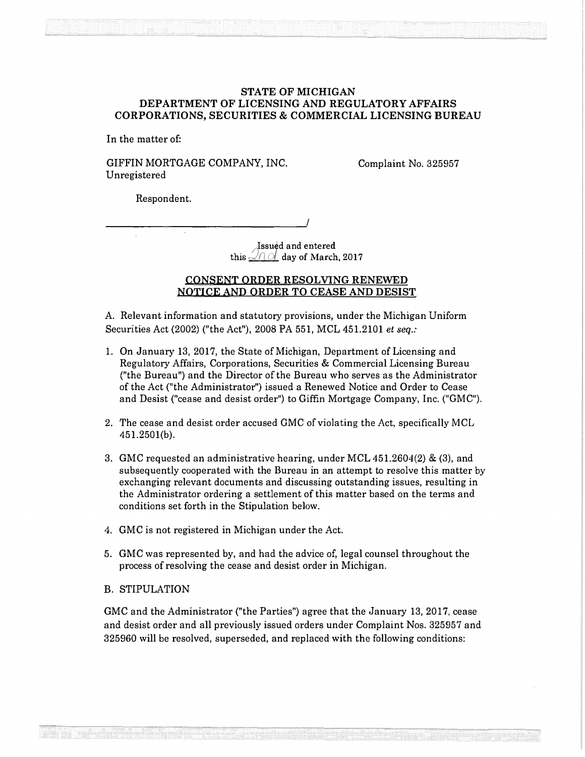# STATE OF MICHIGAN
# DEPARTMENT OF LICENSING AND REGULATORY AFFAIRS
# CORPORATIONS, SECURITIES & COMMERCIAL LICENSING BUREAU

In the matter of:

GIFFIN MORTGAGE COMPANY, INC.
Unregistered

Complaint No. 325957

Respondent.

_______________________________________/

Issued and entered
this 2nd day of March, 2017

## CONSENT ORDER RESOLVING RENEWED NOTICE AND ORDER TO CEASE AND DESIST

A. Relevant information and statutory provisions, under the Michigan Uniform Securities Act (2002) ("the Act"), 2008 PA 551, MCL 451.2101 *et seq.*:

1. On January 13, 2017, the State of Michigan, Department of Licensing and Regulatory Affairs, Corporations, Securities & Commercial Licensing Bureau ("the Bureau") and the Director of the Bureau who serves as the Administrator of the Act ("the Administrator") issued a Renewed Notice and Order to Cease and Desist ("cease and desist order") to Giffin Mortgage Company, Inc. ("GMC").

2. The cease and desist order accused GMC of violating the Act, specifically MCL 451.2501(b).

3. GMC requested an administrative hearing, under MCL 451.2604(2) & (3), and subsequently cooperated with the Bureau in an attempt to resolve this matter by exchanging relevant documents and discussing outstanding issues, resulting in the Administrator ordering a settlement of this matter based on the terms and conditions set forth in the Stipulation below.

4. GMC is not registered in Michigan under the Act.

5. GMC was represented by, and had the advice of, legal counsel throughout the process of resolving the cease and desist order in Michigan.

B. STIPULATION

GMC and the Administrator ("the Parties") agree that the January 13, 2017, cease and desist order and all previously issued orders under Complaint Nos. 325957 and 325960 will be resolved, superseded, and replaced with the following conditions: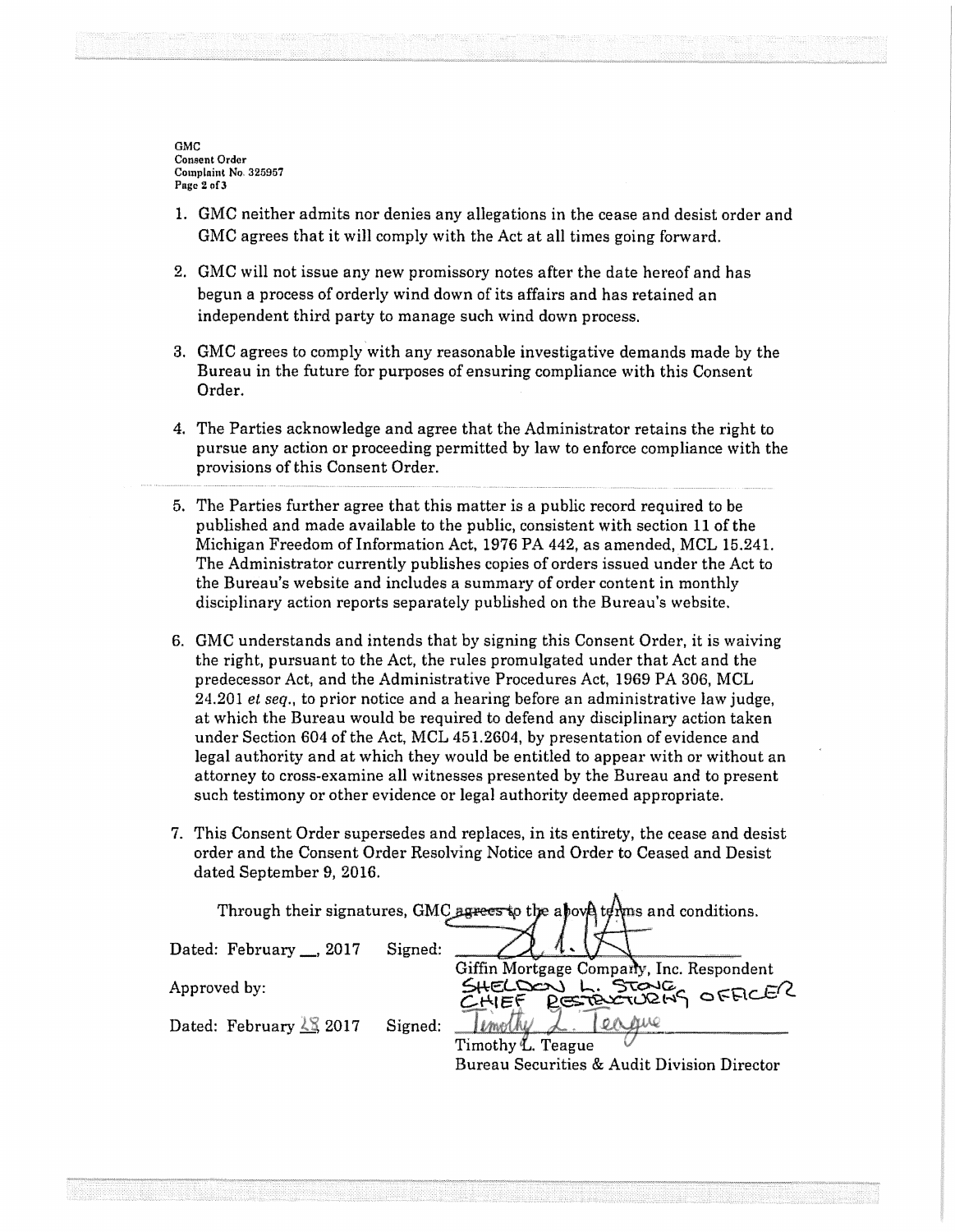1. GMC neither admits nor denies any allegations in the cease and desist order and GMC agrees that it will comply with the Act at all times going forward.

2. GMC will not issue any new promissory notes after the date hereof and has begun a process of orderly wind down of its affairs and has retained an independent third party to manage such wind down process.

3. GMC agrees to comply with any reasonable investigative demands made by the Bureau in the future for purposes of ensuring compliance with this Consent Order.

4. The Parties acknowledge and agree that the Administrator retains the right to pursue any action or proceeding permitted by law to enforce compliance with the provisions of this Consent Order.

5. The Parties further agree that this matter is a public record required to be published and made available to the public, consistent with section 11 of the Michigan Freedom of Information Act, 1976 PA 442, as amended, MCL 15.241. The Administrator currently publishes copies of orders issued under the Act to the Bureau's website and includes a summary of order content in monthly disciplinary action reports separately published on the Bureau's website.

6. GMC understands and intends that by signing this Consent Order, it is waiving the right, pursuant to the Act, the rules promulgated under that Act and the predecessor Act, and the Administrative Procedures Act, 1969 PA 306, MCL 24.201 *et seq.*, to prior notice and a hearing before an administrative law judge, at which the Bureau would be required to defend any disciplinary action taken under Section 604 of the Act, MCL 451.2604, by presentation of evidence and legal authority and at which they would be entitled to appear with or without an attorney to cross-examine all witnesses presented by the Bureau and to present such testimony or other evidence or legal authority deemed appropriate.

7. This Consent Order supersedes and replaces, in its entirety, the cease and desist order and the Consent Order Resolving Notice and Order to Ceased and Desist dated September 9, 2016.

Through their signatures, GMC agrees to the above terms and conditions.

Dated: February __, 2017 Signed: ______________________
Giffin Mortgage Company, Inc. Respondent
SHELDON L. STONE
CHIEF RESTRUCTURING OFFICER

Approved by:

Dated: February 28 2017 Signed: Timothy L. Teague
Timothy L. Teague
Bureau Securities & Audit Division Director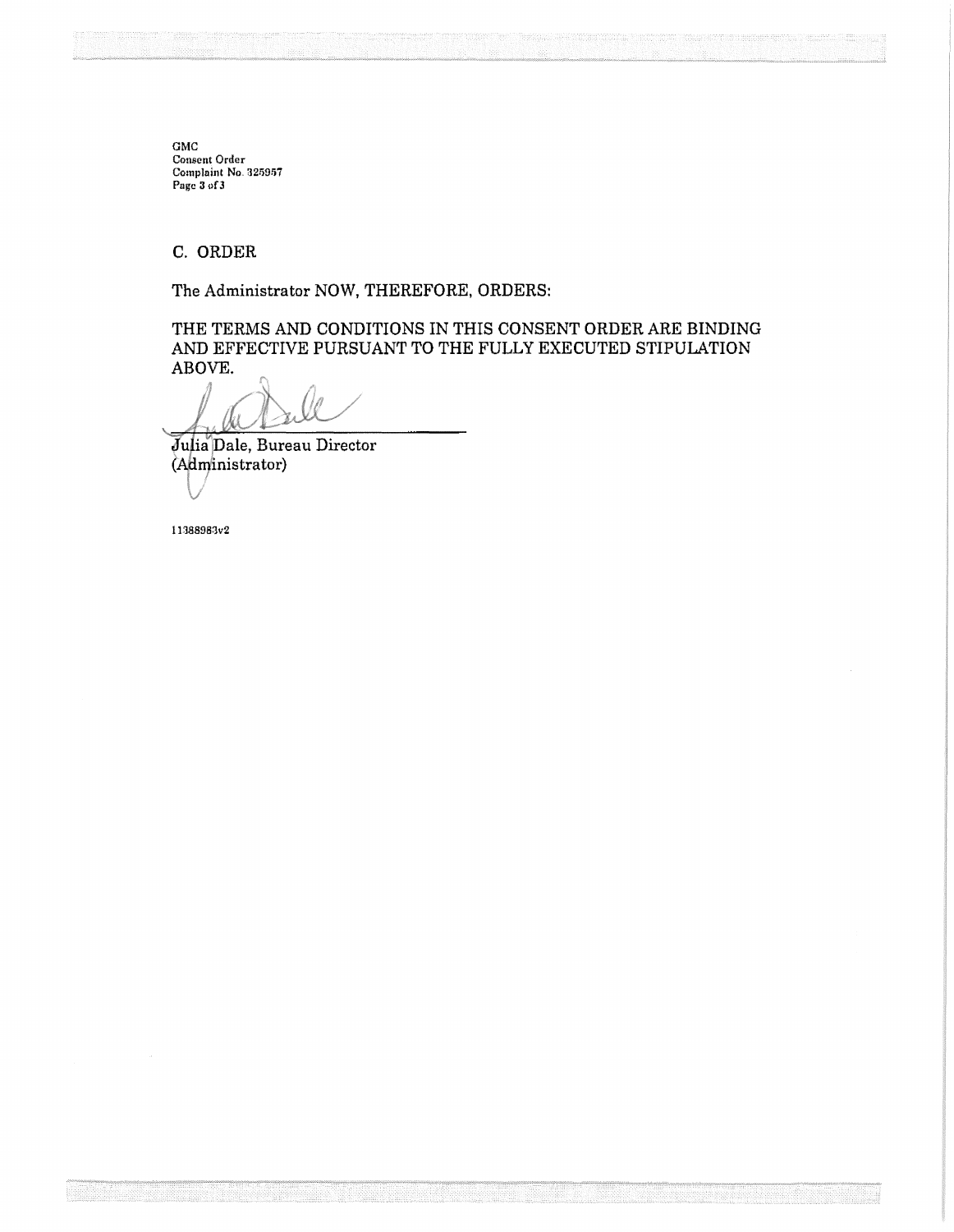## C. ORDER

The Administrator NOW, THEREFORE, ORDERS:

THE TERMS AND CONDITIONS IN THIS CONSENT ORDER ARE BINDING AND EFFECTIVE PURSUANT TO THE FULLY EXECUTED STIPULATION ABOVE.

Julia Dale, Bureau Director
(Administrator)

11388983v2